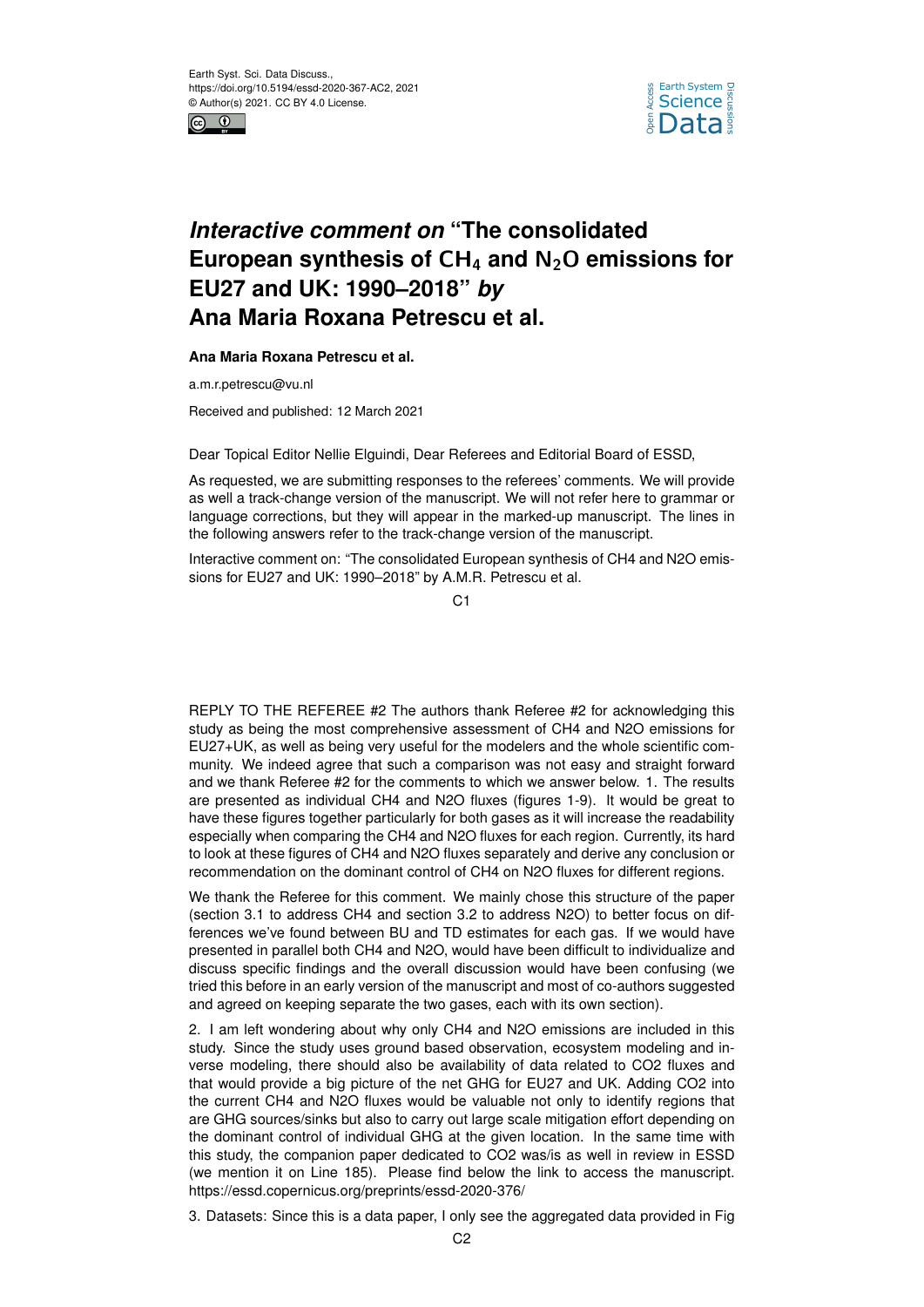# *Interactive comment on* "The consolidated European synthesis of $CH_4$ and $N_2O$ emissions for EU27 and UK: 1990–2018" *by* Ana Maria Roxana Petrescu et al.

**Ana Maria Roxana Petrescu et al.**

a.m.r.petrescu@vu.nl

Received and published: 12 March 2021

Dear Topical Editor Nellie Elguindi, Dear Referees and Editorial Board of ESSD,

As requested, we are submitting responses to the referees' comments. We will provide as well a track-change version of the manuscript. We will not refer here to grammar or language corrections, but they will appear in the marked-up manuscript. The lines in the following answers refer to the track-change version of the manuscript.

Interactive comment on: "The consolidated European synthesis of CH4 and N2O emissions for EU27 and UK: 1990–2018" by A.M.R. Petrescu et al.

REPLY TO THE REFEREE #2 The authors thank Referee #2 for acknowledging this study as being the most comprehensive assessment of CH4 and N2O emissions for EU27+UK, as well as being very useful for the modelers and the whole scientific community. We indeed agree that such a comparison was not easy and straight forward and we thank Referee #2 for the comments to which we answer below. 1. The results are presented as individual CH4 and N2O fluxes (figures 1-9). It would be great to have these figures together particularly for both gases as it will increase the readability especially when comparing the CH4 and N2O fluxes for each region. Currently, its hard to look at these figures of CH4 and N2O fluxes separately and derive any conclusion or recommendation on the dominant control of CH4 on N2O fluxes for different regions.

We thank the Referee for this comment. We mainly chose this structure of the paper (section 3.1 to address CH4 and section 3.2 to address N2O) to better focus on differences we've found between BU and TD estimates for each gas. If we would have presented in parallel both CH4 and N2O, would have been difficult to individualize and discuss specific findings and the overall discussion would have been confusing (we tried this before in an early version of the manuscript and most of co-authors suggested and agreed on keeping separate the two gases, each with its own section).

2. I am left wondering about why only CH4 and N2O emissions are included in this study. Since the study uses ground based observation, ecosystem modeling and inverse modeling, there should also be availability of data related to CO2 fluxes and that would provide a big picture of the net GHG for EU27 and UK. Adding CO2 into the current CH4 and N2O fluxes would be valuable not only to identify regions that are GHG sources/sinks but also to carry out large scale mitigation effort depending on the dominant control of individual GHG at the given location. In the same time with this study, the companion paper dedicated to CO2 was/is as well in review in ESSD (we mention it on Line 185). Please find below the link to access the manuscript. https://essd.copernicus.org/preprints/essd-2020-376/

3. Datasets: Since this is a data paper, I only see the aggregated data provided in Fig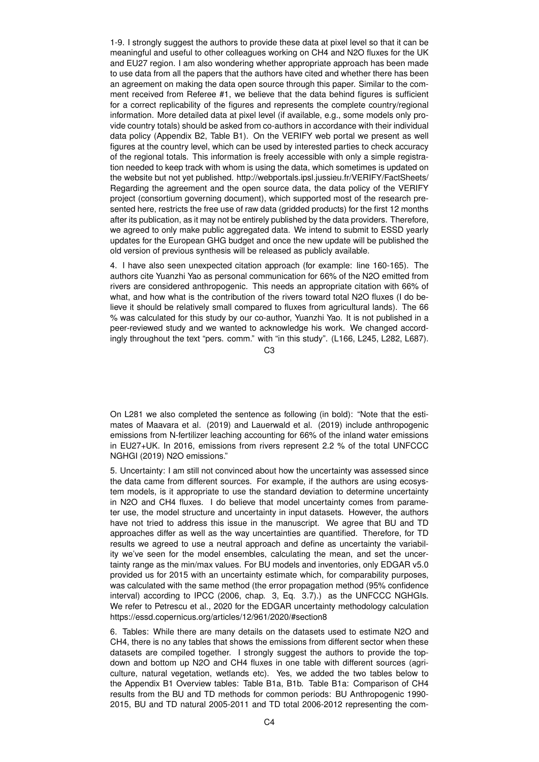1-9. I strongly suggest the authors to provide these data at pixel level so that it can be meaningful and useful to other colleagues working on $CH_4$ and $N_2O$ fluxes for the UK and EU27 region. I am also wondering whether appropriate approach has been made to use data from all the papers that the authors have cited and whether there has been an agreement on making the data open source through this paper. Similar to the comment received from Referee #1, we believe that the data behind figures is sufficient for a correct replicability of the figures and represents the complete country/regional information. More detailed data at pixel level (if available, e.g., some models only provide country totals) should be asked from co-authors in accordance with their individual data policy (Appendix B2, Table B1). On the VERIFY web portal we present as well figures at the country level, which can be used by interested parties to check accuracy of the regional totals. This information is freely accessible with only a simple registration needed to keep track with whom is using the data, which sometimes is updated on the website but not yet published. http://webportals.ipsl.jussieu.fr/VERIFY/FactSheets/ Regarding the agreement and the open source data, the data policy of the VERIFY project (consortium governing document), which supported most of the research presented here, restricts the free use of raw data (gridded products) for the first 12 months after its publication, as it may not be entirely published by the data providers. Therefore, we agreed to only make public aggregated data. We intend to submit to ESSD yearly updates for the European GHG budget and once the new update will be published the old version of previous synthesis will be released as publicly available.

4. I have also seen unexpected citation approach (for example: line 160-165). The authors cite Yuanzhi Yao as personal communication for 66% of the $N_2O$ emitted from rivers are considered anthropogenic. This needs an appropriate citation with 66% of what, and how what is the contribution of the rivers toward total $N_2O$ fluxes (I do believe it should be relatively small compared to fluxes from agricultural lands). The 66 % was calculated for this study by our co-author, Yuanzhi Yao. It is not published in a peer-reviewed study and we wanted to acknowledge his work. We changed accordingly throughout the text "pers. comm." with "in this study". (L166, L245, L282, L687).

On L281 we also completed the sentence as following (in bold): "Note that the estimates of Maavara et al. (2019) and Lauerwald et al. (2019) include anthropogenic emissions from N-fertilizer leaching accounting for 66% of the inland water emissions in EU27+UK. In 2016, emissions from rivers represent 2.2 % of the total UNFCCC NGHGI (2019) $N_2O$ emissions."

5. Uncertainty: I am still not convinced about how the uncertainty was assessed since the data came from different sources. For example, if the authors are using ecosystem models, is it appropriate to use the standard deviation to determine uncertainty in $N_2O$ and $CH_4$ fluxes. I do believe that model uncertainty comes from parameter use, the model structure and uncertainty in input datasets. However, the authors have not tried to address this issue in the manuscript. We agree that BU and TD approaches differ as well as the way uncertainties are quantified. Therefore, for TD results we agreed to use a neutral approach and define as uncertainty the variability we've seen for the model ensembles, calculating the mean, and set the uncertainty range as the min/max values. For BU models and inventories, only EDGAR v5.0 provided us for 2015 with an uncertainty estimate which, for comparability purposes, was calculated with the same method (the error propagation method (95% confidence interval) according to IPCC (2006, chap. 3, Eq. 3.7).) as the UNFCCC NGHGIs. We refer to Petrescu et al., 2020 for the EDGAR uncertainty methodology calculation https://essd.copernicus.org/articles/12/961/2020/#section8

6. Tables: While there are many details on the datasets used to estimate $N_2O$ and $CH_4$, there is no any tables that shows the emissions from different sector when these datasets are compiled together. I strongly suggest the authors to provide the top-down and bottom up $N_2O$ and $CH_4$ fluxes in one table with different sources (agriculture, natural vegetation, wetlands etc). Yes, we added the two tables below to the Appendix B1 Overview tables: Table B1a, B1b. Table B1a: Comparison of $CH_4$ results from the BU and TD methods for common periods: BU Anthropogenic 1990-2015, BU and TD natural 2005-2011 and TD total 2006-2012 representing the com-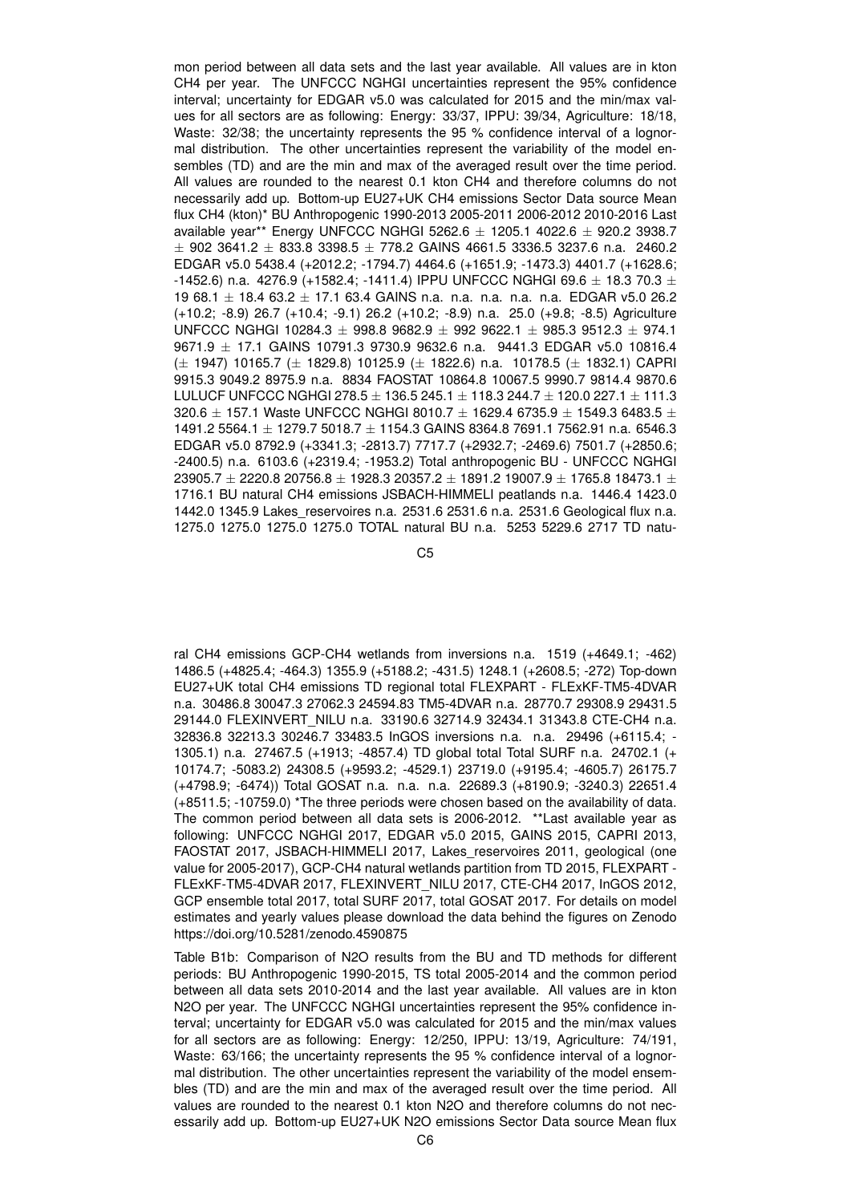mon period between all data sets and the last year available. All values are in kton CH4 per year. The UNFCCC NGHGI uncertainties represent the 95% confidence interval; uncertainty for EDGAR v5.0 was calculated for 2015 and the min/max values for all sectors are as following: Energy: 33/37, IPPU: 39/34, Agriculture: 18/18, Waste: 32/38; the uncertainty represents the 95 % confidence interval of a lognormal distribution. The other uncertainties represent the variability of the model ensembles (TD) and are the min and max of the averaged result over the time period. All values are rounded to the nearest 0.1 kton CH4 and therefore columns do not necessarily add up. Bottom-up EU27+UK CH4 emissions Sector Data source Mean flux CH4 (kton)* BU Anthropogenic 1990-2013 2005-2011 2006-2012 2010-2016 Last available year** Energy UNFCCC NGHGI 5262.6 ± 1205.1 4022.6 ± 920.2 3938.7 ± 902 3641.2 ± 833.8 3398.5 ± 778.2 GAINS 4661.5 3336.5 3237.6 n.a. 2460.2 EDGAR v5.0 5438.4 (+2012.2; -1794.7) 4464.6 (+1651.9; -1473.3) 4401.7 (+1628.6; -1452.6) n.a. 4276.9 (+1582.4; -1411.4) IPPU UNFCCC NGHGI 69.6 ± 18.3 70.3 ± 19 68.1 ± 18.4 63.2 ± 17.1 63.4 GAINS n.a. n.a. n.a. n.a. n.a. EDGAR v5.0 26.2 (+10.2; -8.9) 26.7 (+10.4; -9.1) 26.2 (+10.2; -8.9) n.a. 25.0 (+9.8; -8.5) Agriculture UNFCCC NGHGI 10284.3 ± 998.8 9682.9 ± 992 9622.1 ± 985.3 9512.3 ± 974.1 9671.9 ± 17.1 GAINS 10791.3 9730.9 9632.6 n.a. 9441.3 EDGAR v5.0 10816.4 (± 1947) 10165.7 (± 1829.8) 10125.9 (± 1822.6) n.a. 10178.5 (± 1832.1) CAPRI 9915.3 9049.2 8975.9 n.a. 8834 FAOSTAT 10864.8 10067.5 9990.7 9814.4 9870.6 LULUCF UNFCCC NGHGI 278.5 ± 136.5 245.1 ± 118.3 244.7 ± 120.0 227.1 ± 111.3 320.6 ± 157.1 Waste UNFCCC NGHGI 8010.7 ± 1629.4 6735.9 ± 1549.3 6483.5 ± 1491.2 5564.1 ± 1279.7 5018.7 ± 1154.3 GAINS 8364.8 7691.1 7562.91 n.a. 6546.3 EDGAR v5.0 8792.9 (+3341.3; -2813.7) 7717.7 (+2932.7; -2469.6) 7501.7 (+2850.6; -2400.5) n.a. 6103.6 (+2319.4; -1953.2) Total anthropogenic BU - UNFCCC NGHGI 23905.7 ± 2220.8 20756.8 ± 1928.3 20357.2 ± 1891.2 19007.9 ± 1765.8 18473.1 ± 1716.1 BU natural CH4 emissions JSBACH-HIMMELI peatlands n.a. 1446.4 1423.0 1442.0 1345.9 Lakes_reservoires n.a. 2531.6 2531.6 n.a. 2531.6 Geological flux n.a. 1275.0 1275.0 1275.0 1275.0 TOTAL natural BU n.a. 5253 5229.6 2717 TD natural CH4 emissions GCP-CH4 wetlands from inversions n.a. 1519 (+4649.1; -462) 1486.5 (+4825.4; -464.3) 1355.9 (+5188.2; -431.5) 1248.1 (+2608.5; -272) Top-down EU27+UK total CH4 emissions TD regional total FLEXPART - FLExKF-TM5-4DVAR n.a. 30486.8 30047.3 27062.3 24594.83 TM5-4DVAR n.a. 28770.7 29308.9 29431.5 29144.0 FLEXINVERT_NILU n.a. 33190.6 32714.9 32434.1 31343.8 CTE-CH4 n.a. 32836.8 32213.3 30246.7 33483.5 InGOS inversions n.a. n.a. 29496 (+6115.4; -1305.1) n.a. 27467.5 (+1913; -4857.4) TD global total Total SURF n.a. 24702.1 (+10174.7; -5083.2) 24308.5 (+9593.2; -4529.1) 23719.0 (+9195.4; -4605.7) 26175.7 (+4798.9; -6474)) Total GOSAT n.a. n.a. n.a. 22689.3 (+8190.9; -3240.3) 22651.4 (+8511.5; -10759.0) *The three periods were chosen based on the availability of data. The common period between all data sets is 2006-2012. **Last available year as following: UNFCCC NGHGI 2017, EDGAR v5.0 2015, GAINS 2015, CAPRI 2013, FAOSTAT 2017, JSBACH-HIMMELI 2017, Lakes_reservoires 2011, geological (one value for 2005-2017), GCP-CH4 natural wetlands partition from TD 2015, FLEXPART - FLExKF-TM5-4DVAR 2017, FLEXINVERT_NILU 2017, CTE-CH4 2017, InGOS 2012, GCP ensemble total 2017, total SURF 2017, total GOSAT 2017. For details on model estimates and yearly values please download the data behind the figures on Zenodo https://doi.org/10.5281/zenodo.4590875

Table B1b: Comparison of N2O results from the BU and TD methods for different periods: BU Anthropogenic 1990-2015, TS total 2005-2014 and the common period between all data sets 2010-2014 and the last year available. All values are in kton N2O per year. The UNFCCC NGHGI uncertainties represent the 95% confidence interval; uncertainty for EDGAR v5.0 was calculated for 2015 and the min/max values for all sectors are as following: Energy: 12/250, IPPU: 13/19, Agriculture: 74/191, Waste: 63/166; the uncertainty represents the 95 % confidence interval of a lognormal distribution. The other uncertainties represent the variability of the model ensembles (TD) and are the min and max of the averaged result over the time period. All values are rounded to the nearest 0.1 kton N2O and therefore columns do not necessarily add up. Bottom-up EU27+UK N2O emissions Sector Data source Mean flux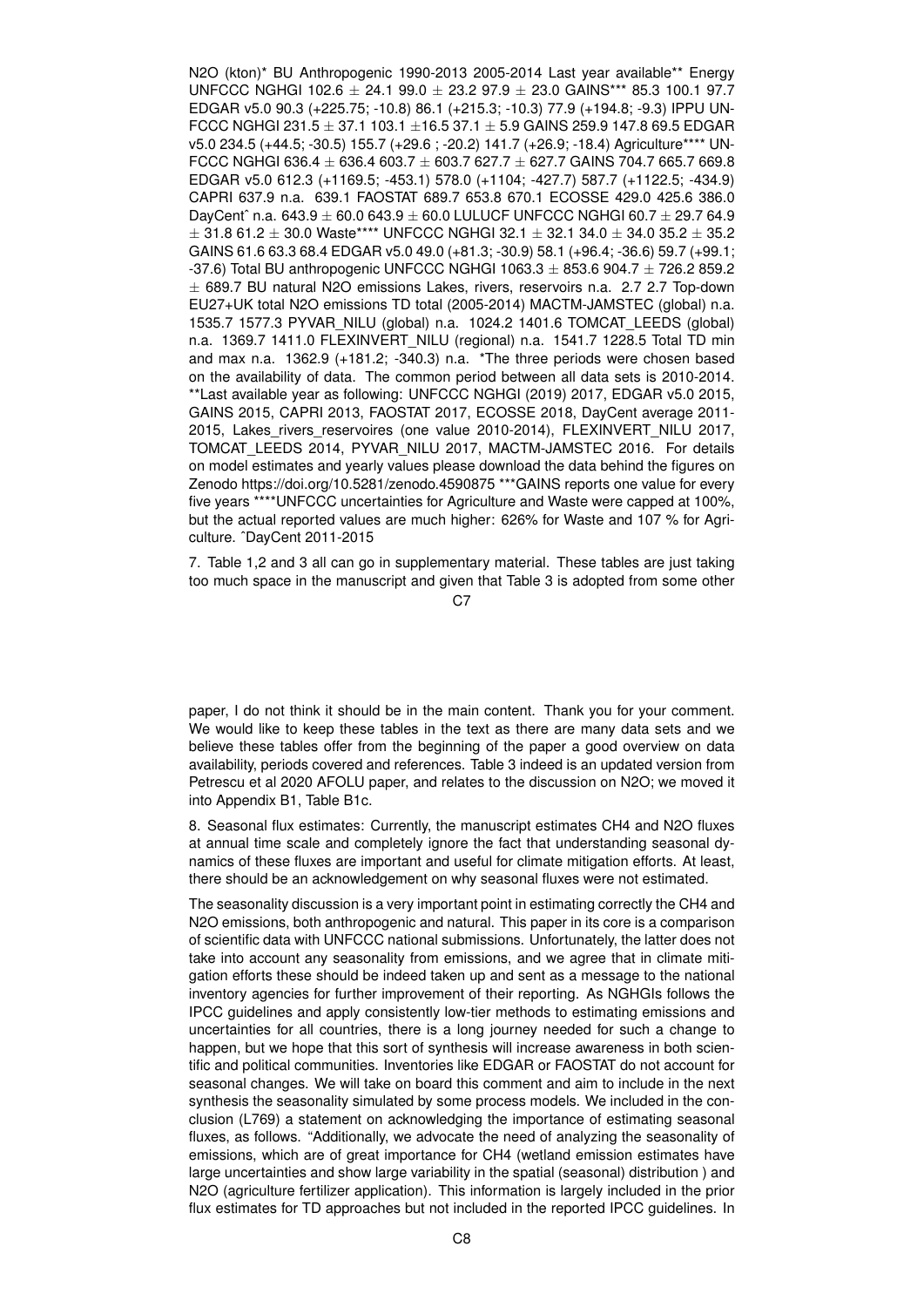N2O (kton)* BU Anthropogenic 1990-2013 2005-2014 Last year available** Energy UNFCCC NGHGI 102.6 ± 24.1 99.0 ± 23.2 97.9 ± 23.0 GAINS*** 85.3 100.1 97.7 EDGAR v5.0 90.3 (+225.75; -10.8) 86.1 (+215.3; -10.3) 77.9 (+194.8; -9.3) IPPU UNFCCC NGHGI 231.5 ± 37.1 103.1 ±16.5 37.1 ± 5.9 GAINS 259.9 147.8 69.5 EDGAR v5.0 234.5 (+44.5; -30.5) 155.7 (+29.6 ; -20.2) 141.7 (+26.9; -18.4) Agriculture**** UNFCCC NGHGI 636.4 ± 636.4 603.7 ± 603.7 627.7 ± 627.7 GAINS 704.7 665.7 669.8 EDGAR v5.0 612.3 (+1169.5; -453.1) 578.0 (+1104; -427.7) 587.7 (+1122.5; -434.9) CAPRI 637.9 n.a. 639.1 FAOSTAT 689.7 653.8 670.1 ECOSSE 429.0 425.6 386.0 DayCent^ n.a. 643.9 ± 60.0 643.9 ± 60.0 LULUCF UNFCCC NGHGI 60.7 ± 29.7 64.9 ± 31.8 61.2 ± 30.0 Waste**** UNFCCC NGHGI 32.1 ± 32.1 34.0 ± 34.0 35.2 ± 35.2 GAINS 61.6 63.3 68.4 EDGAR v5.0 49.0 (+81.3; -30.9) 58.1 (+96.4; -36.6) 59.7 (+99.1; -37.6) Total BU anthropogenic UNFCCC NGHGI 1063.3 ± 853.6 904.7 ± 726.2 859.2 ± 689.7 BU natural N2O emissions Lakes, rivers, reservoirs n.a. 2.7 2.7 Top-down EU27+UK total N2O emissions TD total (2005-2014) MACTM-JAMSTEC (global) n.a. 1535.7 1577.3 PYVAR_NILU (global) n.a. 1024.2 1401.6 TOMCAT_LEEDS (global) n.a. 1369.7 1411.0 FLEXINVERT_NILU (regional) n.a. 1541.7 1228.5 Total TD min and max n.a. 1362.9 (+181.2; -340.3) n.a. *The three periods were chosen based on the availability of data. The common period between all data sets is 2010-2014. **Last available year as following: UNFCCC NGHGI (2019) 2017, EDGAR v5.0 2015, GAINS 2015, CAPRI 2013, FAOSTAT 2017, ECOSSE 2018, DayCent average 2011-2015, Lakes_rivers_reservoires (one value 2010-2014), FLEXINVERT_NILU 2017, TOMCAT_LEEDS 2014, PYVAR_NILU 2017, MACTM-JAMSTEC 2016. For details on model estimates and yearly values please download the data behind the figures on Zenodo https://doi.org/10.5281/zenodo.4590875 ***GAINS reports one value for every five years ****UNFCCC uncertainties for Agriculture and Waste were capped at 100%, but the actual reported values are much higher: 626% for Waste and 107 % for Agriculture. ^DayCent 2011-2015

7. Table 1,2 and 3 all can go in supplementary material. These tables are just taking too much space in the manuscript and given that Table 3 is adopted from some other paper, I do not think it should be in the main content. Thank you for your comment. We would like to keep these tables in the text as there are many data sets and we believe these tables offer from the beginning of the paper a good overview on data availability, periods covered and references. Table 3 indeed is an updated version from Petrescu et al 2020 AFOLU paper, and relates to the discussion on N2O; we moved it into Appendix B1, Table B1c.

8. Seasonal flux estimates: Currently, the manuscript estimates CH4 and N2O fluxes at annual time scale and completely ignore the fact that understanding seasonal dynamics of these fluxes are important and useful for climate mitigation efforts. At least, there should be an acknowledgement on why seasonal fluxes were not estimated.

The seasonality discussion is a very important point in estimating correctly the CH4 and N2O emissions, both anthropogenic and natural. This paper in its core is a comparison of scientific data with UNFCCC national submissions. Unfortunately, the latter does not take into account any seasonality from emissions, and we agree that in climate mitigation efforts these should be indeed taken up and sent as a message to the national inventory agencies for further improvement of their reporting. As NGHGIs follows the IPCC guidelines and apply consistently low-tier methods to estimating emissions and uncertainties for all countries, there is a long journey needed for such a change to happen, but we hope that this sort of synthesis will increase awareness in both scientific and political communities. Inventories like EDGAR or FAOSTAT do not account for seasonal changes. We will take on board this comment and aim to include in the next synthesis the seasonality simulated by some process models. We included in the conclusion (L769) a statement on acknowledging the importance of estimating seasonal fluxes, as follows. "Additionally, we advocate the need of analyzing the seasonality of emissions, which are of great importance for CH4 (wetland emission estimates have large uncertainties and show large variability in the spatial (seasonal) distribution ) and N2O (agriculture fertilizer application). This information is largely included in the prior flux estimates for TD approaches but not included in the reported IPCC guidelines. In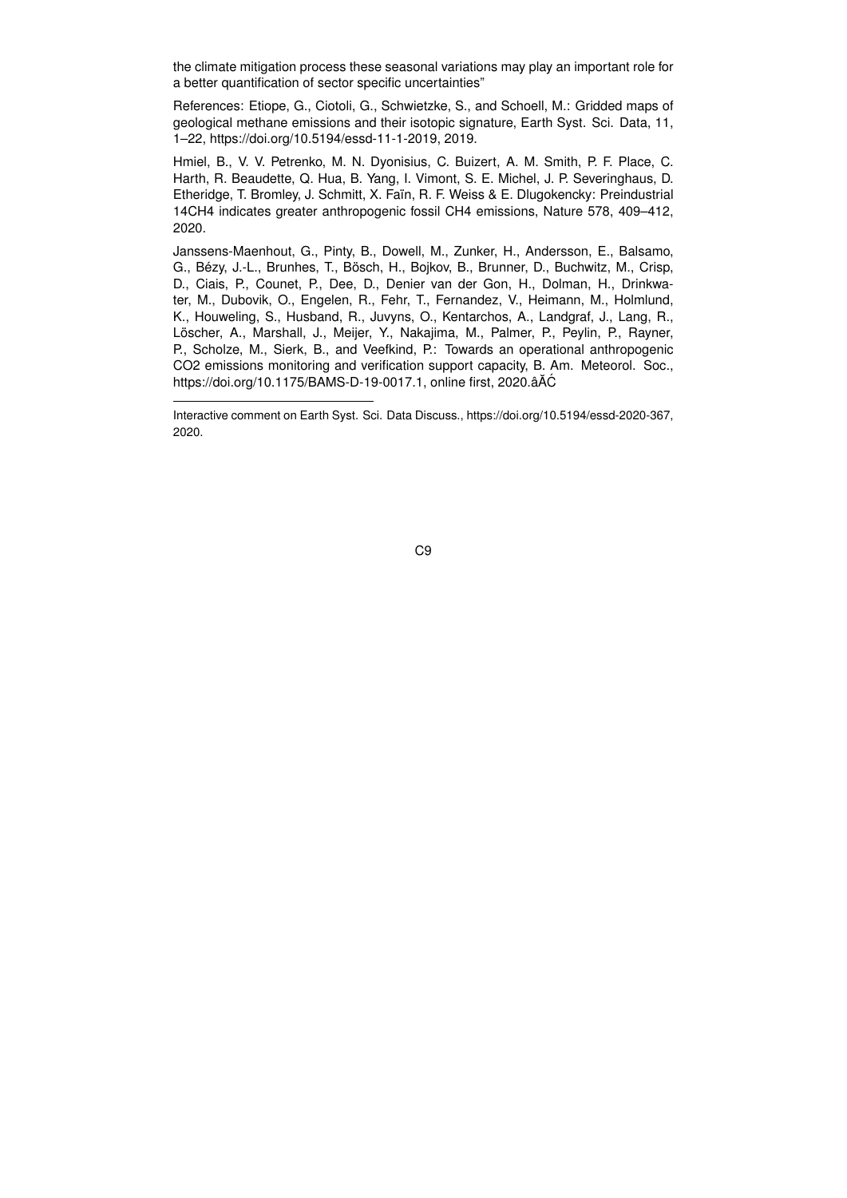the climate mitigation process these seasonal variations may play an important role for a better quantification of sector specific uncertainties"

References: Etiope, G., Ciotoli, G., Schwietzke, S., and Schoell, M.: Gridded maps of geological methane emissions and their isotopic signature, Earth Syst. Sci. Data, 11, 1–22, https://doi.org/10.5194/essd-11-1-2019, 2019.

Hmiel, B., V. V. Petrenko, M. N. Dyonisius, C. Buizert, A. M. Smith, P. F. Place, C. Harth, R. Beaudette, Q. Hua, B. Yang, I. Vimont, S. E. Michel, J. P. Severinghaus, D. Etheridge, T. Bromley, J. Schmitt, X. Faïn, R. F. Weiss & E. Dlugokencky: Preindustrial $^{14}CH_4$ indicates greater anthropogenic fossil $CH_4$ emissions, Nature 578, 409–412, 2020.

Janssens-Maenhout, G., Pinty, B., Dowell, M., Zunker, H., Andersson, E., Balsamo, G., Bézy, J.-L., Brunhes, T., Bösch, H., Bojkov, B., Brunner, D., Buchwitz, M., Crisp, D., Ciais, P., Counet, P., Dee, D., Denier van der Gon, H., Dolman, H., Drinkwater, M., Dubovik, O., Engelen, R., Fehr, T., Fernandez, V., Heimann, M., Holmlund, K., Houweling, S., Husband, R., Juvyns, O., Kentarchos, A., Landgraf, J., Lang, R., Löscher, A., Marshall, J., Meijer, Y., Nakajima, M., Palmer, P., Peylin, P., Rayner, P., Scholze, M., Sierk, B., and Veefkind, P.: Towards an operational anthropogenic $CO_2$ emissions monitoring and verification support capacity, B. Am. Meteorol. Soc., https://doi.org/10.1175/BAMS-D-19-0017.1, online first, 2020.âĂĆ

---

Interactive comment on Earth Syst. Sci. Data Discuss., https://doi.org/10.5194/essd-2020-367, 2020.